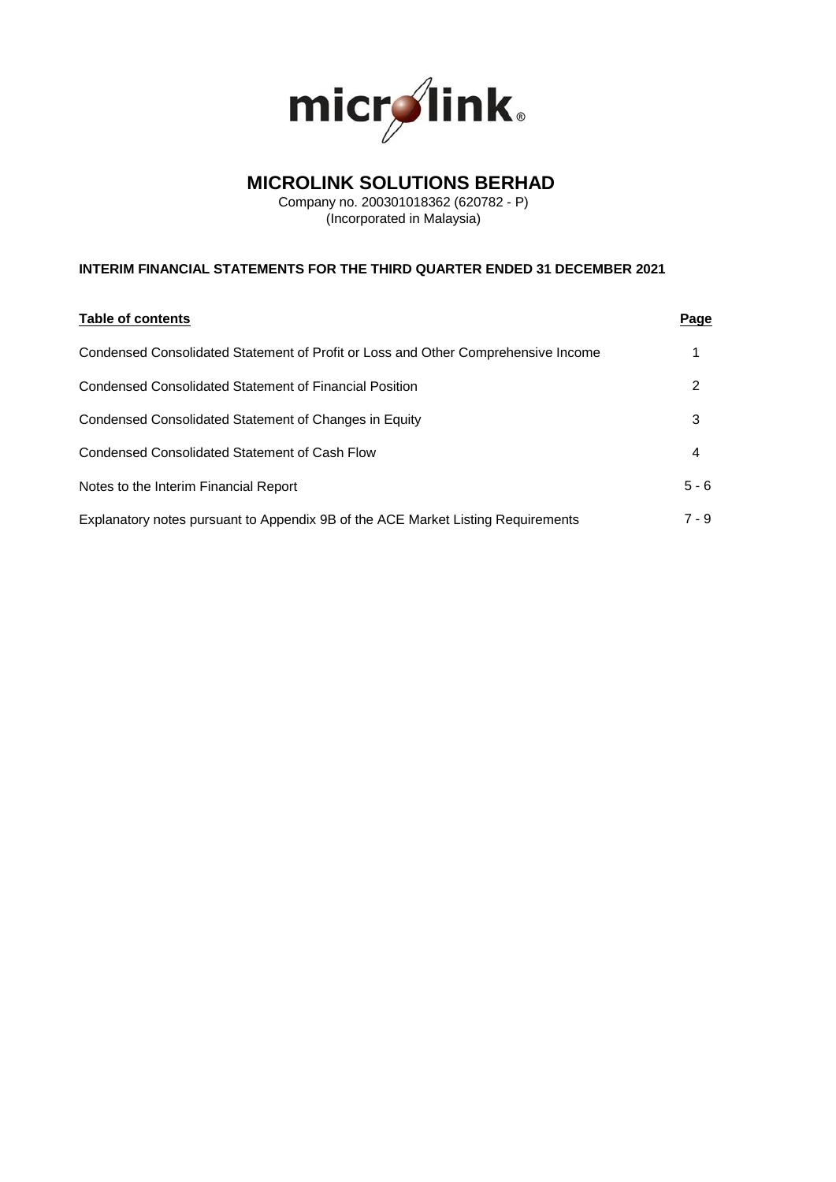# MICROLINK SOLUTIONS BERHAD

Company no. 200301018362 (620782 - P)
(Incorporated in Malaysia)

**INTERIM FINANCIAL STATEMENTS FOR THE THIRD QUARTER ENDED 31 DECEMBER 2021**

| **Table of contents** | **Page** |
|---|---|
| Condensed Consolidated Statement of Profit or Loss and Other Comprehensive Income | 1 |
| Condensed Consolidated Statement of Financial Position | 2 |
| Condensed Consolidated Statement of Changes in Equity | 3 |
| Condensed Consolidated Statement of Cash Flow | 4 |
| Notes to the Interim Financial Report | 5 - 6 |
| Explanatory notes pursuant to Appendix 9B of the ACE Market Listing Requirements | 7 - 9 |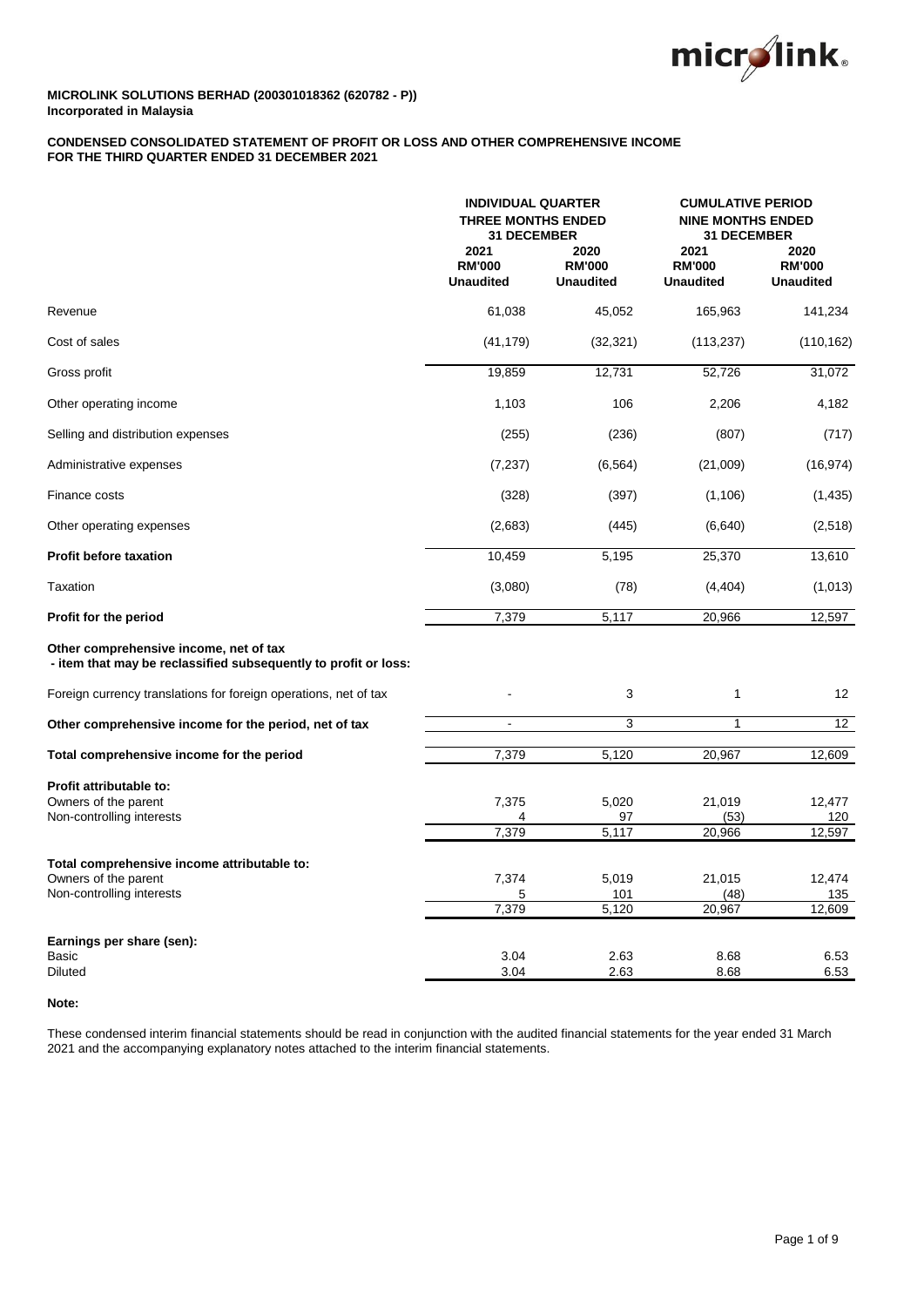**MICROLINK SOLUTIONS BERHAD (200301018362 (620782 - P))**
**Incorporated in Malaysia**

**CONDENSED CONSOLIDATED STATEMENT OF PROFIT OR LOSS AND OTHER COMPREHENSIVE INCOME**
**FOR THE THIRD QUARTER ENDED 31 DECEMBER 2021**

| | INDIVIDUAL QUARTER THREE MONTHS ENDED 31 DECEMBER | | CUMULATIVE PERIOD NINE MONTHS ENDED 31 DECEMBER | |
|---|---|---|---|---|
| | 2021 RM'000 Unaudited | 2020 RM'000 Unaudited | 2021 RM'000 Unaudited | 2020 RM'000 Unaudited |
| Revenue | 61,038 | 45,052 | 165,963 | 141,234 |
| Cost of sales | (41,179) | (32,321) | (113,237) | (110,162) |
| Gross profit | 19,859 | 12,731 | 52,726 | 31,072 |
| Other operating income | 1,103 | 106 | 2,206 | 4,182 |
| Selling and distribution expenses | (255) | (236) | (807) | (717) |
| Administrative expenses | (7,237) | (6,564) | (21,009) | (16,974) |
| Finance costs | (328) | (397) | (1,106) | (1,435) |
| Other operating expenses | (2,683) | (445) | (6,640) | (2,518) |
| **Profit before taxation** | 10,459 | 5,195 | 25,370 | 13,610 |
| Taxation | (3,080) | (78) | (4,404) | (1,013) |
| **Profit for the period** | 7,379 | 5,117 | 20,966 | 12,597 |
| **Other comprehensive income, net of tax** **- item that may be reclassified subsequently to profit or loss:** | | | | |
| Foreign currency translations for foreign operations, net of tax | - | 3 | 1 | 12 |
| **Other comprehensive income for the period, net of tax** | - | 3 | 1 | 12 |
| **Total comprehensive income for the period** | 7,379 | 5,120 | 20,967 | 12,609 |
| **Profit attributable to:** | | | | |
| Owners of the parent | 7,375 | 5,020 | 21,019 | 12,477 |
| Non-controlling interests | 4 | 97 | (53) | 120 |
| | 7,379 | 5,117 | 20,966 | 12,597 |
| **Total comprehensive income attributable to:** | | | | |
| Owners of the parent | 7,374 | 5,019 | 21,015 | 12,474 |
| Non-controlling interests | 5 | 101 | (48) | 135 |
| | 7,379 | 5,120 | 20,967 | 12,609 |
| **Earnings per share (sen):** | | | | |
| Basic | 3.04 | 2.63 | 8.68 | 6.53 |
| Diluted | 3.04 | 2.63 | 8.68 | 6.53 |

**Note:**

These condensed interim financial statements should be read in conjunction with the audited financial statements for the year ended 31 March 2021 and the accompanying explanatory notes attached to the interim financial statements.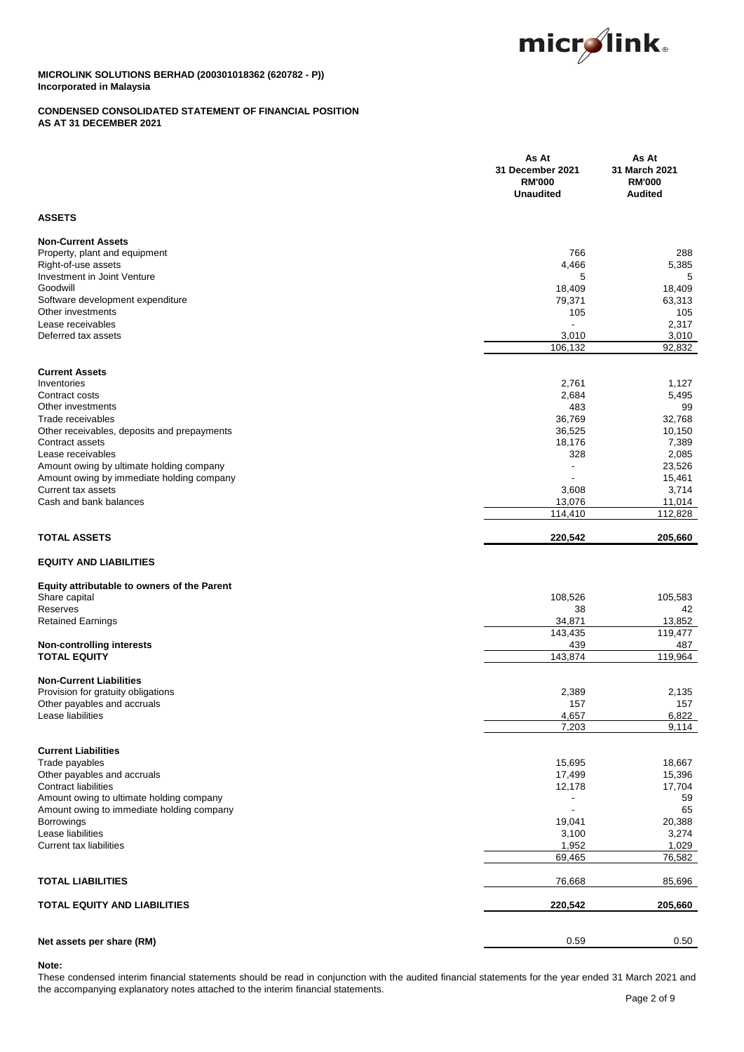**MICROLINK SOLUTIONS BERHAD (200301018362 (620782 - P))**
**Incorporated in Malaysia**

**CONDENSED CONSOLIDATED STATEMENT OF FINANCIAL POSITION**
**AS AT 31 DECEMBER 2021**

| | As At 31 December 2021 RM'000 Unaudited | As At 31 March 2021 RM'000 Audited |
|---|---|---|
| **ASSETS** | | |
| **Non-Current Assets** | | |
| Property, plant and equipment | 766 | 288 |
| Right-of-use assets | 4,466 | 5,385 |
| Investment in Joint Venture | 5 | 5 |
| Goodwill | 18,409 | 18,409 |
| Software development expenditure | 79,371 | 63,313 |
| Other investments | 105 | 105 |
| Lease receivables | - | 2,317 |
| Deferred tax assets | 3,010 | 3,010 |
| | 106,132 | 92,832 |
| **Current Assets** | | |
| Inventories | 2,761 | 1,127 |
| Contract costs | 2,684 | 5,495 |
| Other investments | 483 | 99 |
| Trade receivables | 36,769 | 32,768 |
| Other receivables, deposits and prepayments | 36,525 | 10,150 |
| Contract assets | 18,176 | 7,389 |
| Lease receivables | 328 | 2,085 |
| Amount owing by ultimate holding company | - | 23,526 |
| Amount owing by immediate holding company | - | 15,461 |
| Current tax assets | 3,608 | 3,714 |
| Cash and bank balances | 13,076 | 11,014 |
| | 114,410 | 112,828 |
| **TOTAL ASSETS** | **220,542** | **205,660** |
| **EQUITY AND LIABILITIES** | | |
| **Equity attributable to owners of the Parent** | | |
| Share capital | 108,526 | 105,583 |
| Reserves | 38 | 42 |
| Retained Earnings | 34,871 | 13,852 |
| | 143,435 | 119,477 |
| **Non-controlling interests** | 439 | 487 |
| **TOTAL EQUITY** | 143,874 | 119,964 |
| **Non-Current Liabilities** | | |
| Provision for gratuity obligations | 2,389 | 2,135 |
| Other payables and accruals | 157 | 157 |
| Lease liabilities | 4,657 | 6,822 |
| | 7,203 | 9,114 |
| **Current Liabilities** | | |
| Trade payables | 15,695 | 18,667 |
| Other payables and accruals | 17,499 | 15,396 |
| Contract liabilities | 12,178 | 17,704 |
| Amount owing to ultimate holding company | - | 59 |
| Amount owing to immediate holding company | - | 65 |
| Borrowings | 19,041 | 20,388 |
| Lease liabilities | 3,100 | 3,274 |
| Current tax liabilities | 1,952 | 1,029 |
| | 69,465 | 76,582 |
| **TOTAL LIABILITIES** | 76,668 | 85,696 |
| **TOTAL EQUITY AND LIABILITIES** | **220,542** | **205,660** |
| **Net assets per share (RM)** | 0.59 | 0.50 |

**Note:**
These condensed interim financial statements should be read in conjunction with the audited financial statements for the year ended 31 March 2021 and the accompanying explanatory notes attached to the interim financial statements.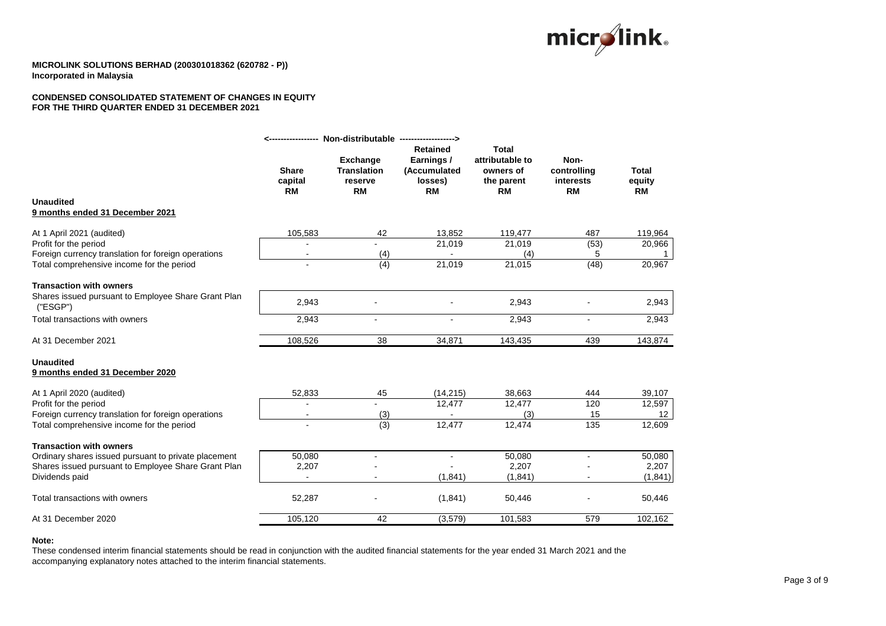**MICROLINK SOLUTIONS BERHAD (200301018362 (620782 - P))**
**Incorporated in Malaysia**

**CONDENSED CONSOLIDATED STATEMENT OF CHANGES IN EQUITY**
**FOR THE THIRD QUARTER ENDED 31 DECEMBER 2021**

| | <---------- Non-distributable ---------- | ----------> | | | | |
|---|---|---|---|---|---|---|
| | **Share capital RM** | **Exchange Translation reserve RM** | **Retained Earnings / (Accumulated losses) RM** | **Total attributable to owners of the parent RM** | **Non-controlling interests RM** | **Total equity RM** |
| **Unaudited** | | | | | | |
| **9 months ended 31 December 2021** | | | | | | |
| At 1 April 2021 (audited) | 105,583 | 42 | 13,852 | 119,477 | 487 | 119,964 |
| Profit for the period | - | - | 21,019 | 21,019 | (53) | 20,966 |
| Foreign currency translation for foreign operations | - | (4) | - | (4) | 5 | 1 |
| Total comprehensive income for the period | - | (4) | 21,019 | 21,015 | (48) | 20,967 |
| **Transaction with owners** | | | | | | |
| Shares issued pursuant to Employee Share Grant Plan ("ESGP") | 2,943 | - | - | 2,943 | - | 2,943 |
| Total transactions with owners | 2,943 | - | - | 2,943 | - | 2,943 |
| At 31 December 2021 | 108,526 | 38 | 34,871 | 143,435 | 439 | 143,874 |
| **Unaudited** | | | | | | |
| **9 months ended 31 December 2020** | | | | | | |
| At 1 April 2020 (audited) | 52,833 | 45 | (14,215) | 38,663 | 444 | 39,107 |
| Profit for the period | - | - | 12,477 | 12,477 | 120 | 12,597 |
| Foreign currency translation for foreign operations | - | (3) | - | (3) | 15 | 12 |
| Total comprehensive income for the period | - | (3) | 12,477 | 12,474 | 135 | 12,609 |
| **Transaction with owners** | | | | | | |
| Ordinary shares issued pursuant to private placement | 50,080 | - | - | 50,080 | - | 50,080 |
| Shares issued pursuant to Employee Share Grant Plan | 2,207 | - | - | 2,207 | - | 2,207 |
| Dividends paid | - | - | (1,841) | (1,841) | - | (1,841) |
| Total transactions with owners | 52,287 | - | (1,841) | 50,446 | - | 50,446 |
| At 31 December 2020 | 105,120 | 42 | (3,579) | 101,583 | 579 | 102,162 |

**Note:**

These condensed interim financial statements should be read in conjunction with the audited financial statements for the year ended 31 March 2021 and the accompanying explanatory notes attached to the interim financial statements.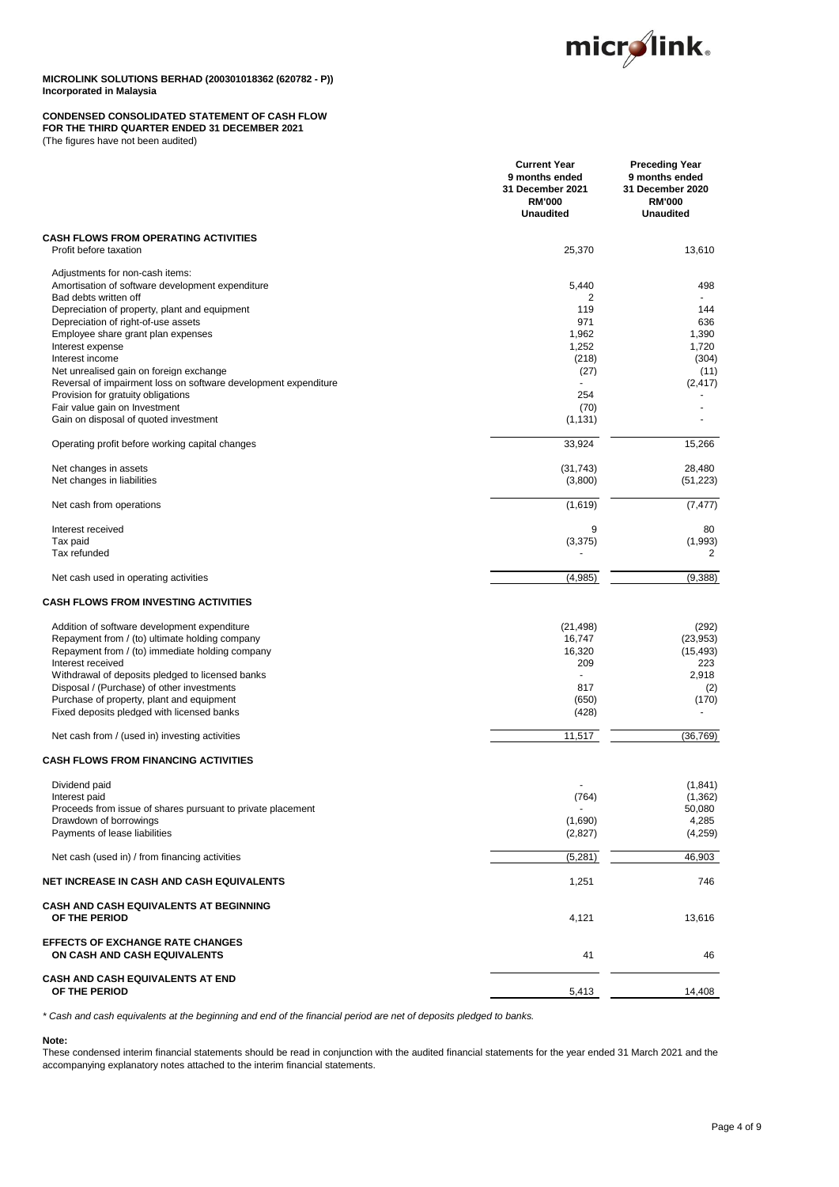**MICROLINK SOLUTIONS BERHAD (200301018362 (620782 - P))**
**Incorporated in Malaysia**

**CONDENSED CONSOLIDATED STATEMENT OF CASH FLOW**
**FOR THE THIRD QUARTER ENDED 31 DECEMBER 2021**
(The figures have not been audited)

| | Current Year 9 months ended 31 December 2021 RM'000 Unaudited | Preceding Year 9 months ended 31 December 2020 RM'000 Unaudited |
|---|---|---|
| **CASH FLOWS FROM OPERATING ACTIVITIES** | | |
| Profit before taxation | 25,370 | 13,610 |
| Adjustments for non-cash items: | | |
| Amortisation of software development expenditure | 5,440 | 498 |
| Bad debts written off | 2 | - |
| Depreciation of property, plant and equipment | 119 | 144 |
| Depreciation of right-of-use assets | 971 | 636 |
| Employee share grant plan expenses | 1,962 | 1,390 |
| Interest expense | 1,252 | 1,720 |
| Interest income | (218) | (304) |
| Net unrealised gain on foreign exchange | (27) | (11) |
| Reversal of impairment loss on software development expenditure | - | (2,417) |
| Provision for gratuity obligations | 254 | - |
| Fair value gain on Investment | (70) | - |
| Gain on disposal of quoted investment | (1,131) | - |
| Operating profit before working capital changes | 33,924 | 15,266 |
| Net changes in assets | (31,743) | 28,480 |
| Net changes in liabilities | (3,800) | (51,223) |
| Net cash from operations | (1,619) | (7,477) |
| Interest received | 9 | 80 |
| Tax paid | (3,375) | (1,993) |
| Tax refunded | - | 2 |
| Net cash used in operating activities | (4,985) | (9,388) |
| **CASH FLOWS FROM INVESTING ACTIVITIES** | | |
| Addition of software development expenditure | (21,498) | (292) |
| Repayment from / (to) ultimate holding company | 16,747 | (23,953) |
| Repayment from / (to) immediate holding company | 16,320 | (15,493) |
| Interest received | 209 | 223 |
| Withdrawal of deposits pledged to licensed banks | - | 2,918 |
| Disposal / (Purchase) of other investments | 817 | (2) |
| Purchase of property, plant and equipment | (650) | (170) |
| Fixed deposits pledged with licensed banks | (428) | - |
| Net cash from / (used in) investing activities | 11,517 | (36,769) |
| **CASH FLOWS FROM FINANCING ACTIVITIES** | | |
| Dividend paid | - | (1,841) |
| Interest paid | (764) | (1,362) |
| Proceeds from issue of shares pursuant to private placement | - | 50,080 |
| Drawdown of borrowings | (1,690) | 4,285 |
| Payments of lease liabilities | (2,827) | (4,259) |
| Net cash (used in) / from financing activities | (5,281) | 46,903 |
| **NET INCREASE IN CASH AND CASH EQUIVALENTS** | 1,251 | 746 |
| **CASH AND CASH EQUIVALENTS AT BEGINNING OF THE PERIOD** | 4,121 | 13,616 |
| **EFFECTS OF EXCHANGE RATE CHANGES ON CASH AND CASH EQUIVALENTS** | 41 | 46 |
| **CASH AND CASH EQUIVALENTS AT END OF THE PERIOD** | 5,413 | 14,408 |

*\* Cash and cash equivalents at the beginning and end of the financial period are net of deposits pledged to banks.*

**Note:**
These condensed interim financial statements should be read in conjunction with the audited financial statements for the year ended 31 March 2021 and the accompanying explanatory notes attached to the interim financial statements.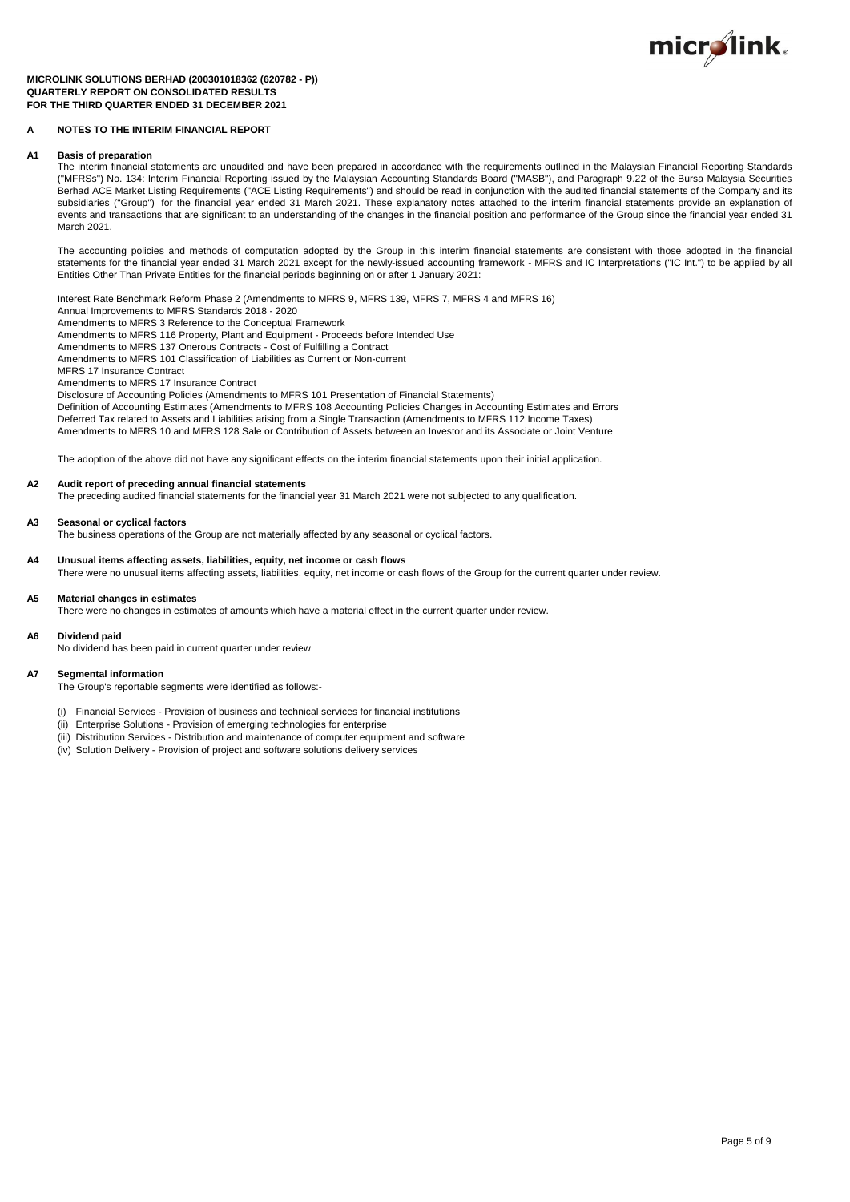**MICROLINK SOLUTIONS BERHAD (200301018362 (620782 - P))**
**QUARTERLY REPORT ON CONSOLIDATED RESULTS**
**FOR THE THIRD QUARTER ENDED 31 DECEMBER 2021**

## A NOTES TO THE INTERIM FINANCIAL REPORT

### A1 Basis of preparation

The interim financial statements are unaudited and have been prepared in accordance with the requirements outlined in the Malaysian Financial Reporting Standards ("MFRSs") No. 134: Interim Financial Reporting issued by the Malaysian Accounting Standards Board ("MASB"), and Paragraph 9.22 of the Bursa Malaysia Securities Berhad ACE Market Listing Requirements ("ACE Listing Requirements") and should be read in conjunction with the audited financial statements of the Company and its subsidiaries ("Group") for the financial year ended 31 March 2021. These explanatory notes attached to the interim financial statements provide an explanation of events and transactions that are significant to an understanding of the changes in the financial position and performance of the Group since the financial year ended 31 March 2021.

The accounting policies and methods of computation adopted by the Group in this interim financial statements are consistent with those adopted in the financial statements for the financial year ended 31 March 2021 except for the newly-issued accounting framework - MFRS and IC Interpretations ("IC Int.") to be applied by all Entities Other Than Private Entities for the financial periods beginning on or after 1 January 2021:

Interest Rate Benchmark Reform Phase 2 (Amendments to MFRS 9, MFRS 139, MFRS 7, MFRS 4 and MFRS 16)
Annual Improvements to MFRS Standards 2018 - 2020
Amendments to MFRS 3 Reference to the Conceptual Framework
Amendments to MFRS 116 Property, Plant and Equipment - Proceeds before Intended Use
Amendments to MFRS 137 Onerous Contracts - Cost of Fulfilling a Contract
Amendments to MFRS 101 Classification of Liabilities as Current or Non-current
MFRS 17 Insurance Contract
Amendments to MFRS 17 Insurance Contract
Disclosure of Accounting Policies (Amendments to MFRS 101 Presentation of Financial Statements)
Definition of Accounting Estimates (Amendments to MFRS 108 Accounting Policies Changes in Accounting Estimates and Errors
Deferred Tax related to Assets and Liabilities arising from a Single Transaction (Amendments to MFRS 112 Income Taxes)
Amendments to MFRS 10 and MFRS 128 Sale or Contribution of Assets between an Investor and its Associate or Joint Venture

The adoption of the above did not have any significant effects on the interim financial statements upon their initial application.

### A2 Audit report of preceding annual financial statements

The preceding audited financial statements for the financial year 31 March 2021 were not subjected to any qualification.

### A3 Seasonal or cyclical factors

The business operations of the Group are not materially affected by any seasonal or cyclical factors.

### A4 Unusual items affecting assets, liabilities, equity, net income or cash flows

There were no unusual items affecting assets, liabilities, equity, net income or cash flows of the Group for the current quarter under review.

### A5 Material changes in estimates

There were no changes in estimates of amounts which have a material effect in the current quarter under review.

### A6 Dividend paid

No dividend has been paid in current quarter under review

### A7 Segmental information

The Group's reportable segments were identified as follows:-

(i) Financial Services - Provision of business and technical services for financial institutions
(ii) Enterprise Solutions - Provision of emerging technologies for enterprise
(iii) Distribution Services - Distribution and maintenance of computer equipment and software
(iv) Solution Delivery - Provision of project and software solutions delivery services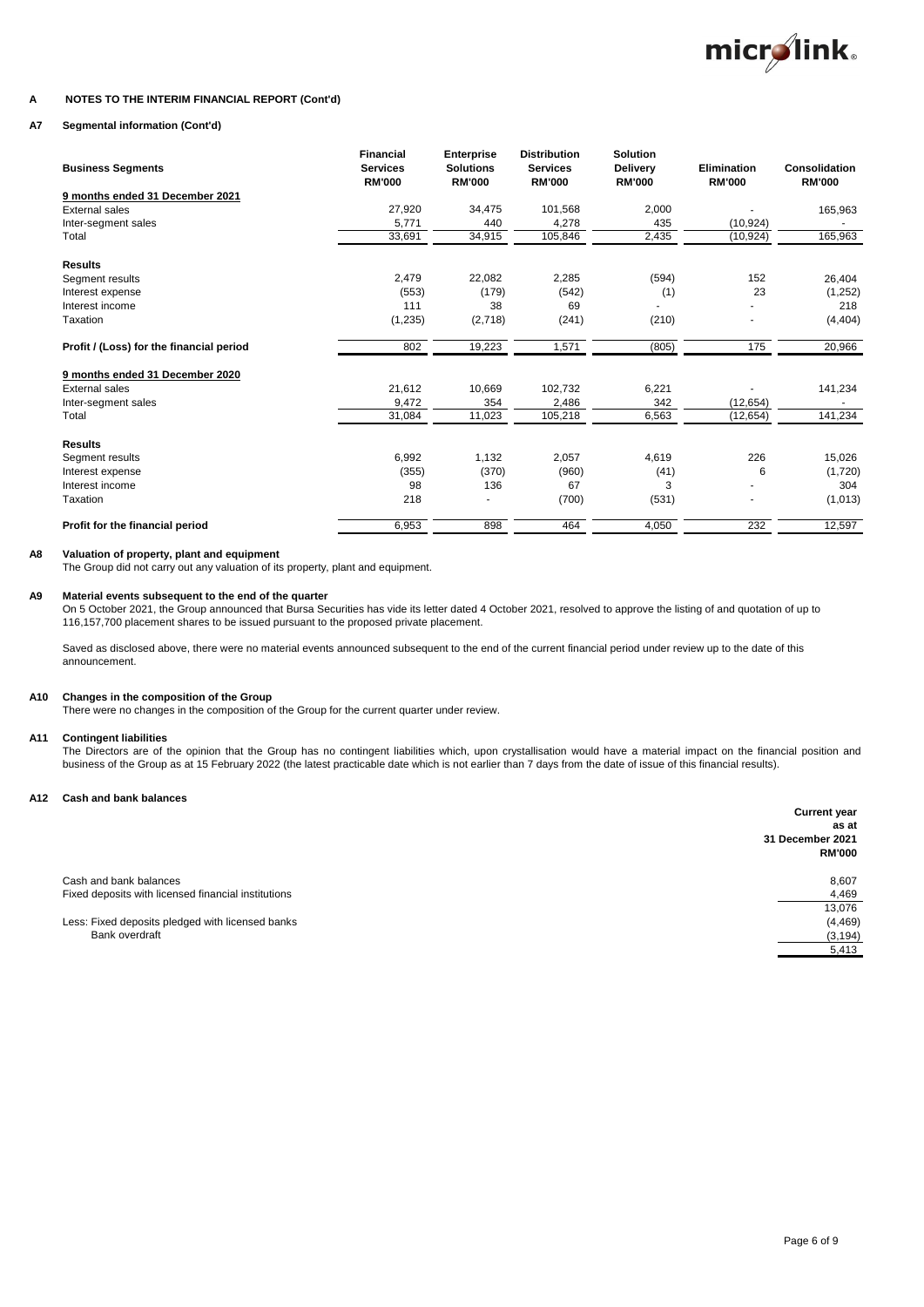## A NOTES TO THE INTERIM FINANCIAL REPORT (Cont'd)

### A7 Segmental information (Cont'd)

| Business Segments | Financial Services RM'000 | Enterprise Solutions RM'000 | Distribution Services RM'000 | Solution Delivery RM'000 | Elimination RM'000 | Consolidation RM'000 |
|---|---|---|---|---|---|---|
| **9 months ended 31 December 2021** | | | | | | |
| External sales | 27,920 | 34,475 | 101,568 | 2,000 | - | 165,963 |
| Inter-segment sales | 5,771 | 440 | 4,278 | 435 | (10,924) | - |
| Total | 33,691 | 34,915 | 105,846 | 2,435 | (10,924) | 165,963 |
| **Results** | | | | | | |
| Segment results | 2,479 | 22,082 | 2,285 | (594) | 152 | 26,404 |
| Interest expense | (553) | (179) | (542) | (1) | 23 | (1,252) |
| Interest income | 111 | 38 | 69 | - | - | 218 |
| Taxation | (1,235) | (2,718) | (241) | (210) | - | (4,404) |
| **Profit / (Loss) for the financial period** | 802 | 19,223 | 1,571 | (805) | 175 | 20,966 |
| **9 months ended 31 December 2020** | | | | | | |
| External sales | 21,612 | 10,669 | 102,732 | 6,221 | - | 141,234 |
| Inter-segment sales | 9,472 | 354 | 2,486 | 342 | (12,654) | - |
| Total | 31,084 | 11,023 | 105,218 | 6,563 | (12,654) | 141,234 |
| **Results** | | | | | | |
| Segment results | 6,992 | 1,132 | 2,057 | 4,619 | 226 | 15,026 |
| Interest expense | (355) | (370) | (960) | (41) | 6 | (1,720) |
| Interest income | 98 | 136 | 67 | 3 | - | 304 |
| Taxation | 218 | - | (700) | (531) | - | (1,013) |
| **Profit for the financial period** | 6,953 | 898 | 464 | 4,050 | 232 | 12,597 |

### A8 Valuation of property, plant and equipment

The Group did not carry out any valuation of its property, plant and equipment.

### A9 Material events subsequent to the end of the quarter

On 5 October 2021, the Group announced that Bursa Securities has vide its letter dated 4 October 2021, resolved to approve the listing of and quotation of up to 116,157,700 placement shares to be issued pursuant to the proposed private placement.

Saved as disclosed above, there were no material events announced subsequent to the end of the current financial period under review up to the date of this announcement.

### A10 Changes in the composition of the Group

There were no changes in the composition of the Group for the current quarter under review.

### A11 Contingent liabilities

The Directors are of the opinion that the Group has no contingent liabilities which, upon crystallisation would have a material impact on the financial position and business of the Group as at 15 February 2022 (the latest practicable date which is not earlier than 7 days from the date of issue of this financial results).

### A12 Cash and bank balances

| | Current year as at 31 December 2021 RM'000 |
|---|---|
| Cash and bank balances | 8,607 |
| Fixed deposits with licensed financial institutions | 4,469 |
| | 13,076 |
| Less: Fixed deposits pledged with licensed banks | (4,469) |
| Bank overdraft | (3,194) |
| | 5,413 |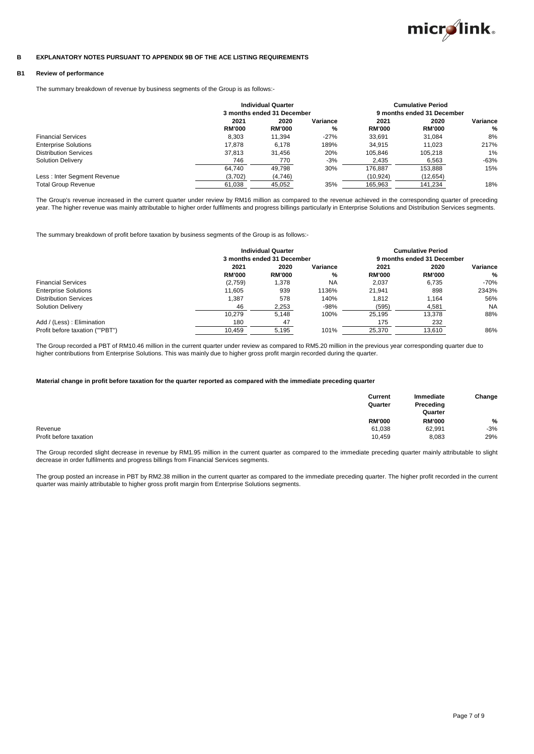## B EXPLANATORY NOTES PURSUANT TO APPENDIX 9B OF THE ACE LISTING REQUIREMENTS

### B1 Review of performance

The summary breakdown of revenue by business segments of the Group is as follows:-

| | Individual Quarter | | | Cumulative Period | | |
|---|---|---|---|---|---|---|
| | 3 months ended 31 December | | | 9 months ended 31 December | | |
| | 2021 | 2020 | Variance | 2021 | 2020 | Variance |
| | RM'000 | RM'000 | % | RM'000 | RM'000 | % |
| Financial Services | 8,303 | 11,394 | -27% | 33,691 | 31,084 | 8% |
| Enterprise Solutions | 17,878 | 6,178 | 189% | 34,915 | 11,023 | 217% |
| Distribution Services | 37,813 | 31,456 | 20% | 105,846 | 105,218 | 1% |
| Solution Delivery | 746 | 770 | -3% | 2,435 | 6,563 | -63% |
| | 64,740 | 49,798 | 30% | 176,887 | 153,888 | 15% |
| Less : Inter Segment Revenue | (3,702) | (4,746) | | (10,924) | (12,654) | |
| Total Group Revenue | 61,038 | 45,052 | 35% | 165,963 | 141,234 | 18% |

The Group's revenue increased in the current quarter under review by RM16 million as compared to the revenue achieved in the corresponding quarter of preceding year. The higher revenue was mainly attributable to higher order fulfilments and progress billings particularly in Enterprise Solutions and Distribution Services segments.

The summary breakdown of profit before taxation by business segments of the Group is as follows:-

| | Individual Quarter | | | Cumulative Period | | |
|---|---|---|---|---|---|---|
| | 3 months ended 31 December | | | 9 months ended 31 December | | |
| | 2021 | 2020 | Variance | 2021 | 2020 | Variance |
| | RM'000 | RM'000 | % | RM'000 | RM'000 | % |
| Financial Services | (2,759) | 1,378 | NA | 2,037 | 6,735 | -70% |
| Enterprise Solutions | 11,605 | 939 | 1136% | 21,941 | 898 | 2343% |
| Distribution Services | 1,387 | 578 | 140% | 1,812 | 1,164 | 56% |
| Solution Delivery | 46 | 2,253 | -98% | (595) | 4,581 | NA |
| | 10,279 | 5,148 | 100% | 25,195 | 13,378 | 88% |
| Add / (Less) : Elimination | 180 | 47 | | 175 | 232 | |
| Profit before taxation (""PBT") | 10,459 | 5,195 | 101% | 25,370 | 13,610 | 86% |

The Group recorded a PBT of RM10.46 million in the current quarter under review as compared to RM5.20 million in the previous year corresponding quarter due to higher contributions from Enterprise Solutions. This was mainly due to higher gross profit margin recorded during the quarter.

**Material change in profit before taxation for the quarter reported as compared with the immediate preceding quarter**

| | Current Quarter | Immediate Preceding Quarter | Change |
|---|---|---|---|
| | RM'000 | RM'000 | % |
| Revenue | 61,038 | 62,991 | -3% |
| Profit before taxation | 10,459 | 8,083 | 29% |

The Group recorded slight decrease in revenue by RM1.95 million in the current quarter as compared to the immediate preceding quarter mainly attributable to slight decrease in order fulfilments and progress billings from Financial Services segments.

The group posted an increase in PBT by RM2.38 million in the current quarter as compared to the immediate preceding quarter. The higher profit recorded in the current quarter was mainly attributable to higher gross profit margin from Enterprise Solutions segments.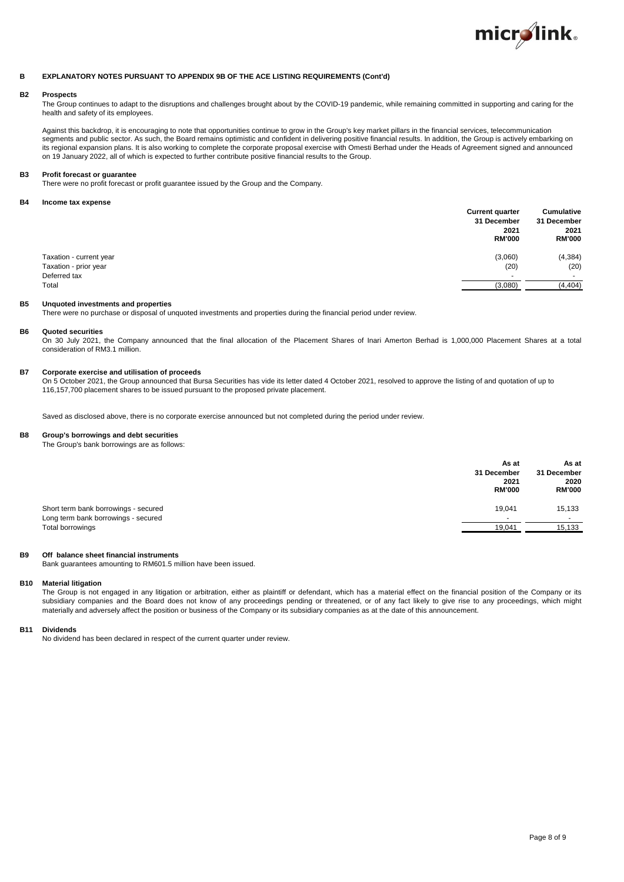## B EXPLANATORY NOTES PURSUANT TO APPENDIX 9B OF THE ACE LISTING REQUIREMENTS (Cont'd)

### B2 Prospects

The Group continues to adapt to the disruptions and challenges brought about by the COVID-19 pandemic, while remaining committed in supporting and caring for the health and safety of its employees.

Against this backdrop, it is encouraging to note that opportunities continue to grow in the Group's key market pillars in the financial services, telecommunication segments and public sector. As such, the Board remains optimistic and confident in delivering positive financial results. In addition, the Group is actively embarking on its regional expansion plans. It is also working to complete the corporate proposal exercise with Omesti Berhad under the Heads of Agreement signed and announced on 19 January 2022, all of which is expected to further contribute positive financial results to the Group.

### B3 Profit forecast or guarantee

There were no profit forecast or profit guarantee issued by the Group and the Company.

### B4 Income tax expense

| | Current quarter 31 December 2021 RM'000 | Cumulative 31 December 2021 RM'000 |
|---|---|---|
| Taxation - current year | (3,060) | (4,384) |
| Taxation - prior year | (20) | (20) |
| Deferred tax | - | - |
| Total | (3,080) | (4,404) |

### B5 Unquoted investments and properties

There were no purchase or disposal of unquoted investments and properties during the financial period under review.

### B6 Quoted securities

On 30 July 2021, the Company announced that the final allocation of the Placement Shares of Inari Amerton Berhad is 1,000,000 Placement Shares at a total consideration of RM3.1 million.

### B7 Corporate exercise and utilisation of proceeds

On 5 October 2021, the Group announced that Bursa Securities has vide its letter dated 4 October 2021, resolved to approve the listing of and quotation of up to 116,157,700 placement shares to be issued pursuant to the proposed private placement.

Saved as disclosed above, there is no corporate exercise announced but not completed during the period under review.

### B8 Group's borrowings and debt securities

The Group's bank borrowings are as follows:

| | As at 31 December 2021 RM'000 | As at 31 December 2020 RM'000 |
|---|---|---|
| Short term bank borrowings - secured | 19,041 | 15,133 |
| Long term bank borrowings - secured | - | - |
| Total borrowings | 19,041 | 15,133 |

### B9 Off balance sheet financial instruments

Bank guarantees amounting to RM601.5 million have been issued.

### B10 Material litigation

The Group is not engaged in any litigation or arbitration, either as plaintiff or defendant, which has a material effect on the financial position of the Company or its subsidiary companies and the Board does not know of any proceedings pending or threatened, or of any fact likely to give rise to any proceedings, which might materially and adversely affect the position or business of the Company or its subsidiary companies as at the date of this announcement.

### B11 Dividends

No dividend has been declared in respect of the current quarter under review.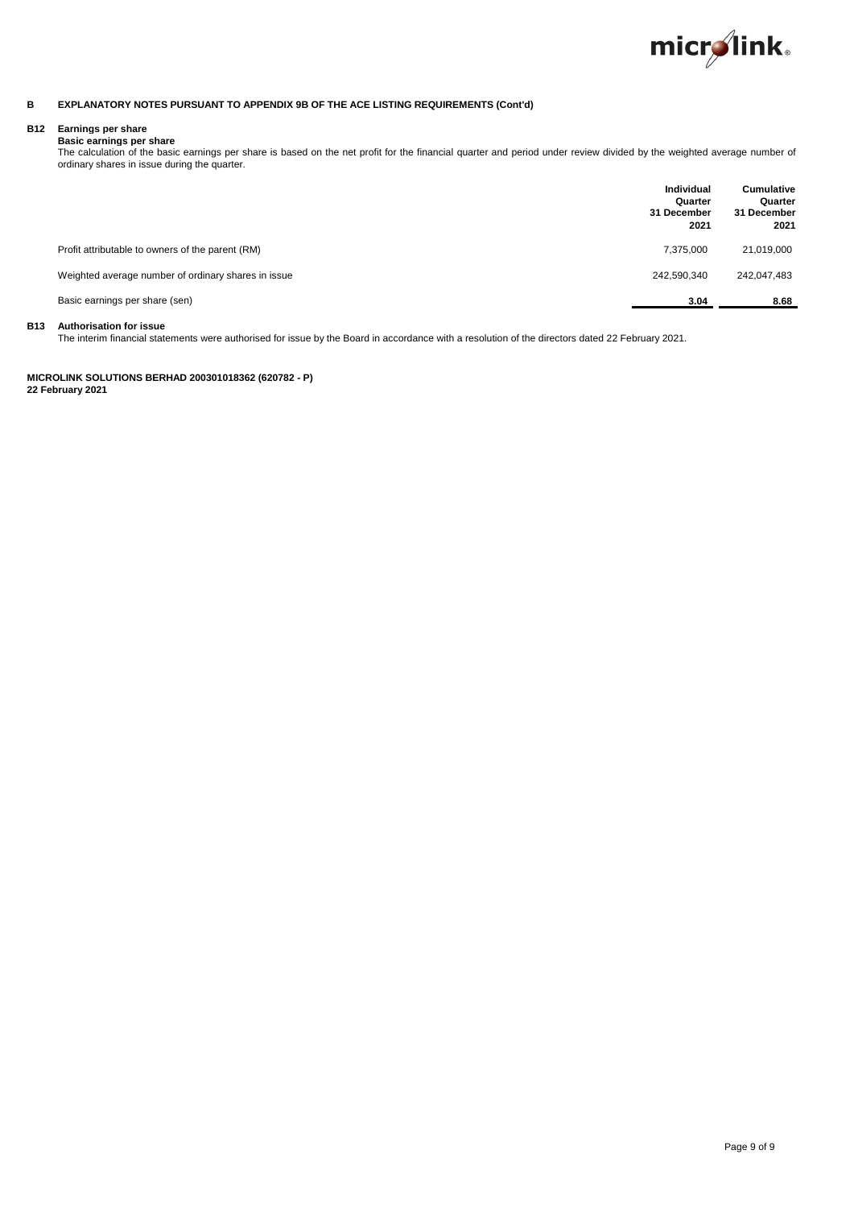## B EXPLANATORY NOTES PURSUANT TO APPENDIX 9B OF THE ACE LISTING REQUIREMENTS (Cont'd)

### B12 Earnings per share

**Basic earnings per share**

The calculation of the basic earnings per share is based on the net profit for the financial quarter and period under review divided by the weighted average number of ordinary shares in issue during the quarter.

| | Individual Quarter 31 December 2021 | Cumulative Quarter 31 December 2021 |
|---|---|---|
| Profit attributable to owners of the parent (RM) | 7,375,000 | 21,019,000 |
| Weighted average number of ordinary shares in issue | 242,590,340 | 242,047,483 |
| Basic earnings per share (sen) | **3.04** | **8.68** |

### B13 Authorisation for issue

The interim financial statements were authorised for issue by the Board in accordance with a resolution of the directors dated 22 February 2021.

**MICROLINK SOLUTIONS BERHAD 200301018362 (620782 - P)**
**22 February 2021**